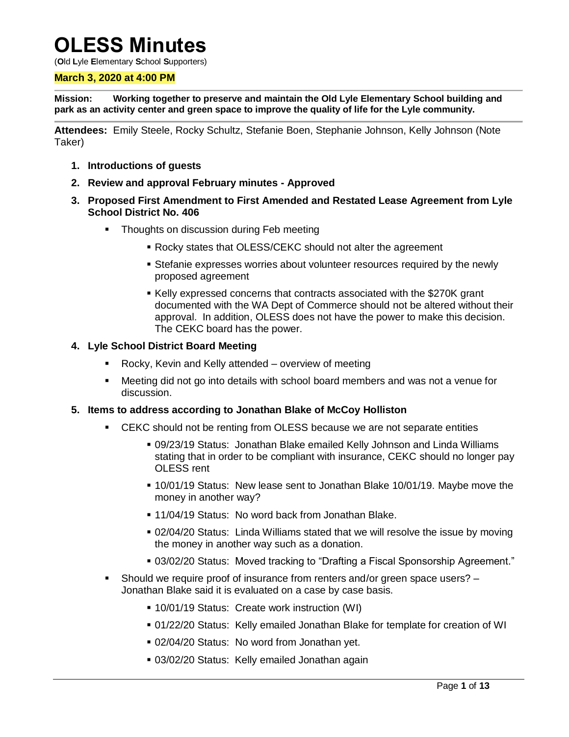# OLESS Minutes

(**O**ld **L**yle **E**lementary **S**chool **S**upporters)

**March 3, 2020 at 4:00 PM**

**Mission: Working together to preserve and maintain the Old Lyle Elementary School building and park as an activity center and green space to improve the quality of life for the Lyle community.**

**Attendees:** Emily Steele, Rocky Schultz, Stefanie Boen, Stephanie Johnson, Kelly Johnson (Note Taker)

1. **Introductions of guests**
2. **Review and approval February minutes - Approved**
3. **Proposed First Amendment to First Amended and Restated Lease Agreement from Lyle School District No. 406**
   - Thoughts on discussion during Feb meeting
     - Rocky states that OLESS/CEKC should not alter the agreement
     - Stefanie expresses worries about volunteer resources required by the newly proposed agreement
     - Kelly expressed concerns that contracts associated with the $270K grant documented with the WA Dept of Commerce should not be altered without their approval. In addition, OLESS does not have the power to make this decision. The CEKC board has the power.
4. **Lyle School District Board Meeting**
   - Rocky, Kevin and Kelly attended – overview of meeting
   - Meeting did not go into details with school board members and was not a venue for discussion.
5. **Items to address according to Jonathan Blake of McCoy Holliston**
   - CEKC should not be renting from OLESS because we are not separate entities
     - 09/23/19 Status: Jonathan Blake emailed Kelly Johnson and Linda Williams stating that in order to be compliant with insurance, CEKC should no longer pay OLESS rent
     - 10/01/19 Status: New lease sent to Jonathan Blake 10/01/19. Maybe move the money in another way?
     - 11/04/19 Status: No word back from Jonathan Blake.
     - 02/04/20 Status: Linda Williams stated that we will resolve the issue by moving the money in another way such as a donation.
     - 03/02/20 Status: Moved tracking to "Drafting a Fiscal Sponsorship Agreement."
   - Should we require proof of insurance from renters and/or green space users? – Jonathan Blake said it is evaluated on a case by case basis.
     - 10/01/19 Status: Create work instruction (WI)
     - 01/22/20 Status: Kelly emailed Jonathan Blake for template for creation of WI
     - 02/04/20 Status: No word from Jonathan yet.
     - 03/02/20 Status: Kelly emailed Jonathan again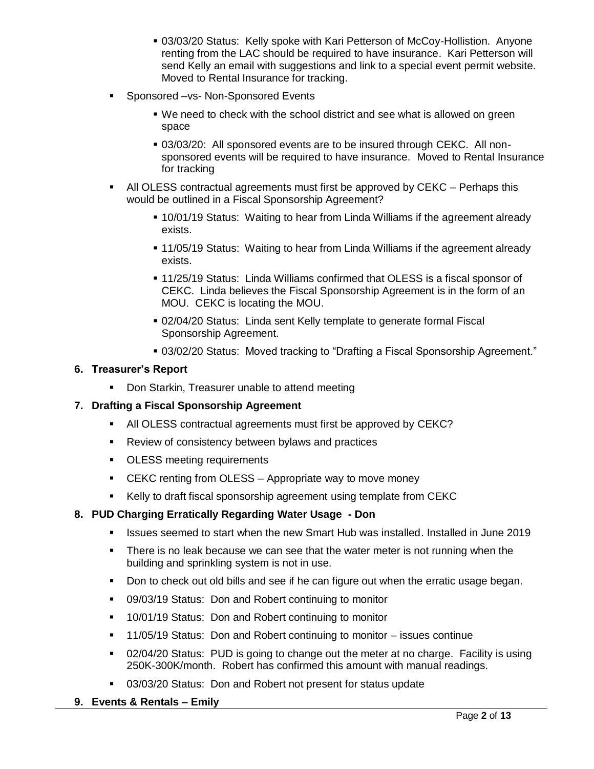- 03/03/20 Status: Kelly spoke with Kari Petterson of McCoy-Hollistion. Anyone renting from the LAC should be required to have insurance. Kari Petterson will send Kelly an email with suggestions and link to a special event permit website. Moved to Rental Insurance for tracking.
    - Sponsored –vs- Non-Sponsored Events
        - We need to check with the school district and see what is allowed on green space
        - 03/03/20: All sponsored events are to be insured through CEKC. All non-sponsored events will be required to have insurance. Moved to Rental Insurance for tracking
    - All OLESS contractual agreements must first be approved by CEKC – Perhaps this would be outlined in a Fiscal Sponsorship Agreement?
        - 10/01/19 Status: Waiting to hear from Linda Williams if the agreement already exists.
        - 11/05/19 Status: Waiting to hear from Linda Williams if the agreement already exists.
        - 11/25/19 Status: Linda Williams confirmed that OLESS is a fiscal sponsor of CEKC. Linda believes the Fiscal Sponsorship Agreement is in the form of an MOU. CEKC is locating the MOU.
        - 02/04/20 Status: Linda sent Kelly template to generate formal Fiscal Sponsorship Agreement.
        - 03/02/20 Status: Moved tracking to "Drafting a Fiscal Sponsorship Agreement."

**6. Treasurer's Report**

- Don Starkin, Treasurer unable to attend meeting

**7. Drafting a Fiscal Sponsorship Agreement**

- All OLESS contractual agreements must first be approved by CEKC?
- Review of consistency between bylaws and practices
- OLESS meeting requirements
- CEKC renting from OLESS – Appropriate way to move money
- Kelly to draft fiscal sponsorship agreement using template from CEKC

**8. PUD Charging Erratically Regarding Water Usage - Don**

- Issues seemed to start when the new Smart Hub was installed. Installed in June 2019
- There is no leak because we can see that the water meter is not running when the building and sprinkling system is not in use.
- Don to check out old bills and see if he can figure out when the erratic usage began.
- 09/03/19 Status: Don and Robert continuing to monitor
- 10/01/19 Status: Don and Robert continuing to monitor
- 11/05/19 Status: Don and Robert continuing to monitor – issues continue
- 02/04/20 Status: PUD is going to change out the meter at no charge. Facility is using 250K-300K/month. Robert has confirmed this amount with manual readings.
- 03/03/20 Status: Don and Robert not present for status update

**9. Events & Rentals – Emily**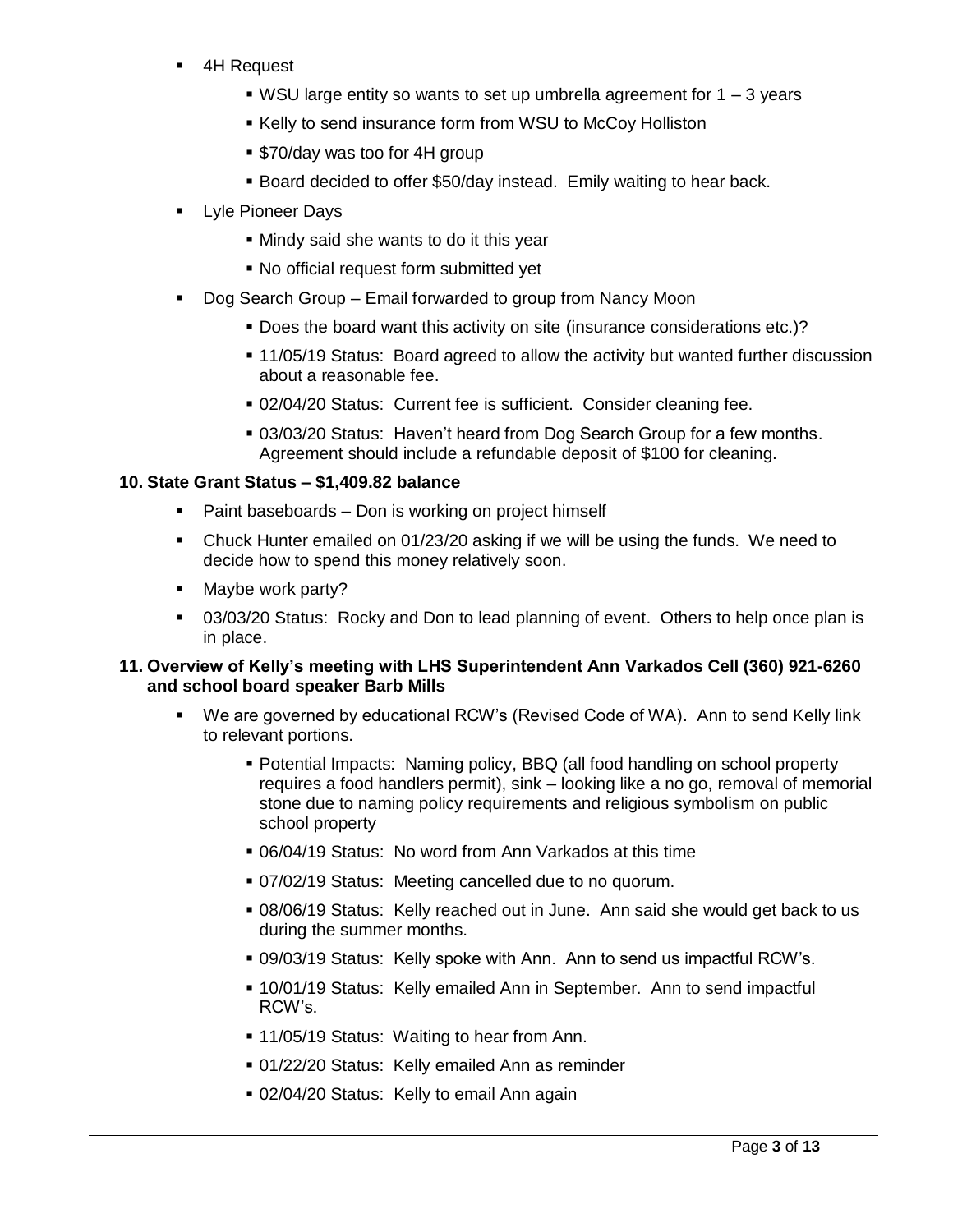- 4H Request
  - WSU large entity so wants to set up umbrella agreement for 1 – 3 years
  - Kelly to send insurance form from WSU to McCoy Holliston
  - $70/day was too for 4H group
  - Board decided to offer $50/day instead. Emily waiting to hear back.
- Lyle Pioneer Days
  - Mindy said she wants to do it this year
  - No official request form submitted yet
- Dog Search Group – Email forwarded to group from Nancy Moon
  - Does the board want this activity on site (insurance considerations etc.)?
  - 11/05/19 Status: Board agreed to allow the activity but wanted further discussion about a reasonable fee.
  - 02/04/20 Status: Current fee is sufficient. Consider cleaning fee.
  - 03/03/20 Status: Haven't heard from Dog Search Group for a few months. Agreement should include a refundable deposit of $100 for cleaning.

**10. State Grant Status – $1,409.82 balance**

- Paint baseboards – Don is working on project himself
- Chuck Hunter emailed on 01/23/20 asking if we will be using the funds. We need to decide how to spend this money relatively soon.
- Maybe work party?
- 03/03/20 Status: Rocky and Don to lead planning of event. Others to help once plan is in place.

**11. Overview of Kelly's meeting with LHS Superintendent Ann Varkados Cell (360) 921-6260 and school board speaker Barb Mills**

- We are governed by educational RCW's (Revised Code of WA). Ann to send Kelly link to relevant portions.
  - Potential Impacts: Naming policy, BBQ (all food handling on school property requires a food handlers permit), sink – looking like a no go, removal of memorial stone due to naming policy requirements and religious symbolism on public school property
  - 06/04/19 Status: No word from Ann Varkados at this time
  - 07/02/19 Status: Meeting cancelled due to no quorum.
  - 08/06/19 Status: Kelly reached out in June. Ann said she would get back to us during the summer months.
  - 09/03/19 Status: Kelly spoke with Ann. Ann to send us impactful RCW's.
  - 10/01/19 Status: Kelly emailed Ann in September. Ann to send impactful RCW's.
  - 11/05/19 Status: Waiting to hear from Ann.
  - 01/22/20 Status: Kelly emailed Ann as reminder
  - 02/04/20 Status: Kelly to email Ann again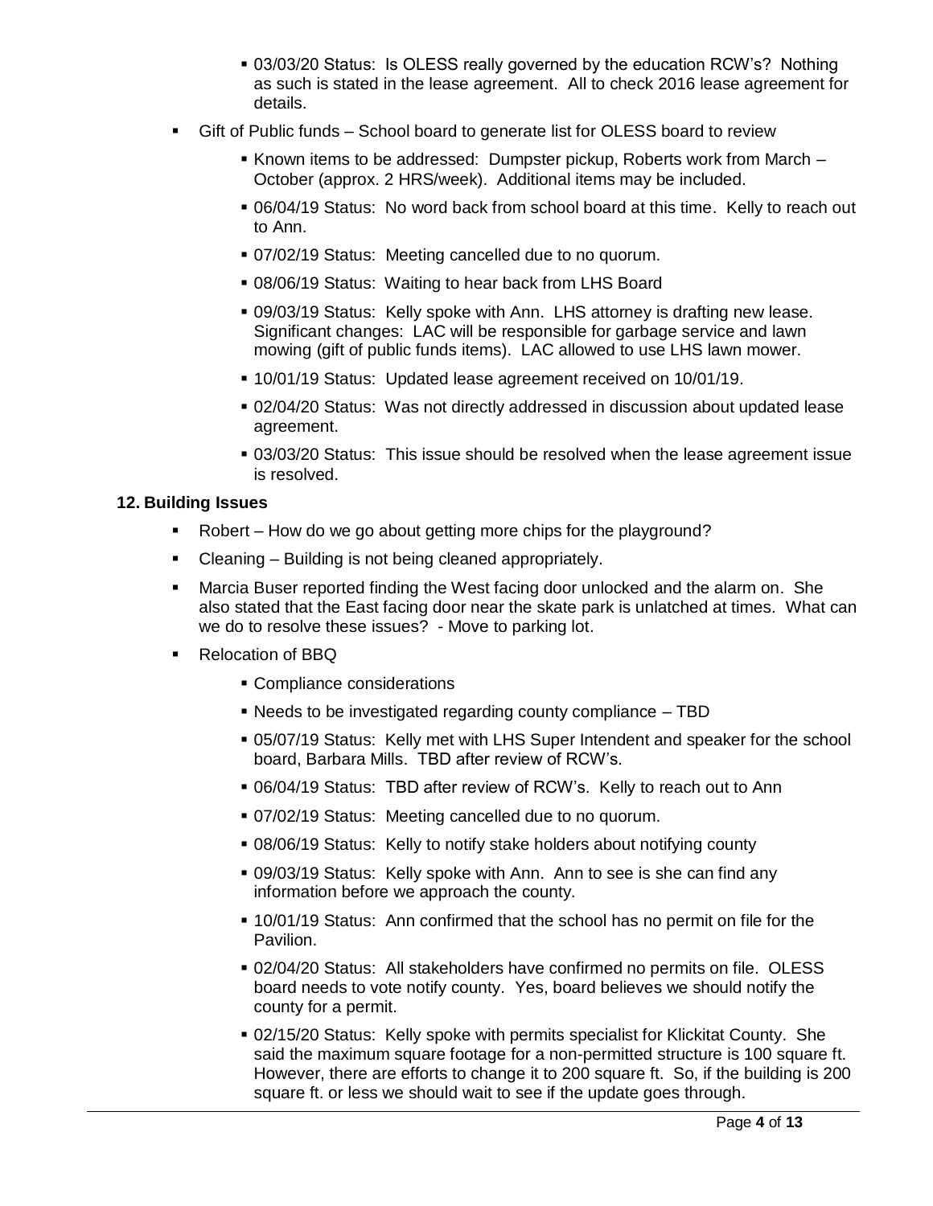- 03/03/20 Status: Is OLESS really governed by the education RCW's? Nothing as such is stated in the lease agreement. All to check 2016 lease agreement for details.
- Gift of Public funds – School board to generate list for OLESS board to review
  - Known items to be addressed: Dumpster pickup, Roberts work from March – October (approx. 2 HRS/week). Additional items may be included.
  - 06/04/19 Status: No word back from school board at this time. Kelly to reach out to Ann.
  - 07/02/19 Status: Meeting cancelled due to no quorum.
  - 08/06/19 Status: Waiting to hear back from LHS Board
  - 09/03/19 Status: Kelly spoke with Ann. LHS attorney is drafting new lease. Significant changes: LAC will be responsible for garbage service and lawn mowing (gift of public funds items). LAC allowed to use LHS lawn mower.
  - 10/01/19 Status: Updated lease agreement received on 10/01/19.
  - 02/04/20 Status: Was not directly addressed in discussion about updated lease agreement.
  - 03/03/20 Status: This issue should be resolved when the lease agreement issue is resolved.

**12. Building Issues**

- Robert – How do we go about getting more chips for the playground?
- Cleaning – Building is not being cleaned appropriately.
- Marcia Buser reported finding the West facing door unlocked and the alarm on. She also stated that the East facing door near the skate park is unlatched at times. What can we do to resolve these issues? - Move to parking lot.
- Relocation of BBQ
  - Compliance considerations
  - Needs to be investigated regarding county compliance – TBD
  - 05/07/19 Status: Kelly met with LHS Super Intendent and speaker for the school board, Barbara Mills. TBD after review of RCW's.
  - 06/04/19 Status: TBD after review of RCW's. Kelly to reach out to Ann
  - 07/02/19 Status: Meeting cancelled due to no quorum.
  - 08/06/19 Status: Kelly to notify stake holders about notifying county
  - 09/03/19 Status: Kelly spoke with Ann. Ann to see is she can find any information before we approach the county.
  - 10/01/19 Status: Ann confirmed that the school has no permit on file for the Pavilion.
  - 02/04/20 Status: All stakeholders have confirmed no permits on file. OLESS board needs to vote notify county. Yes, board believes we should notify the county for a permit.
  - 02/15/20 Status: Kelly spoke with permits specialist for Klickitat County. She said the maximum square footage for a non-permitted structure is 100 square ft. However, there are efforts to change it to 200 square ft. So, if the building is 200 square ft. or less we should wait to see if the update goes through.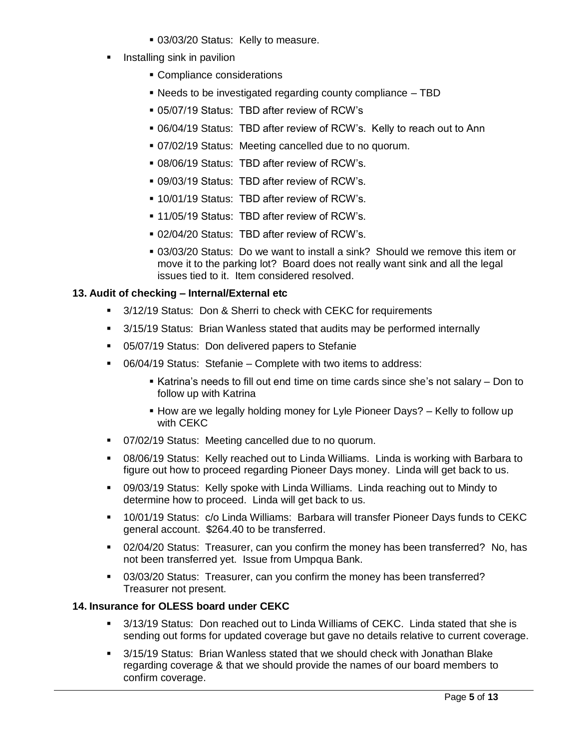- 03/03/20 Status: Kelly to measure.
- Installing sink in pavilion
    - Compliance considerations
    - Needs to be investigated regarding county compliance – TBD
    - 05/07/19 Status: TBD after review of RCW's
    - 06/04/19 Status: TBD after review of RCW's. Kelly to reach out to Ann
    - 07/02/19 Status: Meeting cancelled due to no quorum.
    - 08/06/19 Status: TBD after review of RCW's.
    - 09/03/19 Status: TBD after review of RCW's.
    - 10/01/19 Status: TBD after review of RCW's.
    - 11/05/19 Status: TBD after review of RCW's.
    - 02/04/20 Status: TBD after review of RCW's.
    - 03/03/20 Status: Do we want to install a sink? Should we remove this item or move it to the parking lot? Board does not really want sink and all the legal issues tied to it. Item considered resolved.

**13. Audit of checking – Internal/External etc**

- 3/12/19 Status: Don & Sherri to check with CEKC for requirements
- 3/15/19 Status: Brian Wanless stated that audits may be performed internally
- 05/07/19 Status: Don delivered papers to Stefanie
- 06/04/19 Status: Stefanie – Complete with two items to address:
    - Katrina's needs to fill out end time on time cards since she's not salary – Don to follow up with Katrina
    - How are we legally holding money for Lyle Pioneer Days? – Kelly to follow up with CEKC
- 07/02/19 Status: Meeting cancelled due to no quorum.
- 08/06/19 Status: Kelly reached out to Linda Williams. Linda is working with Barbara to figure out how to proceed regarding Pioneer Days money. Linda will get back to us.
- 09/03/19 Status: Kelly spoke with Linda Williams. Linda reaching out to Mindy to determine how to proceed. Linda will get back to us.
- 10/01/19 Status: c/o Linda Williams: Barbara will transfer Pioneer Days funds to CEKC general account. $264.40 to be transferred.
- 02/04/20 Status: Treasurer, can you confirm the money has been transferred? No, has not been transferred yet. Issue from Umpqua Bank.
- 03/03/20 Status: Treasurer, can you confirm the money has been transferred? Treasurer not present.

**14. Insurance for OLESS board under CEKC**

- 3/13/19 Status: Don reached out to Linda Williams of CEKC. Linda stated that she is sending out forms for updated coverage but gave no details relative to current coverage.
- 3/15/19 Status: Brian Wanless stated that we should check with Jonathan Blake regarding coverage & that we should provide the names of our board members to confirm coverage.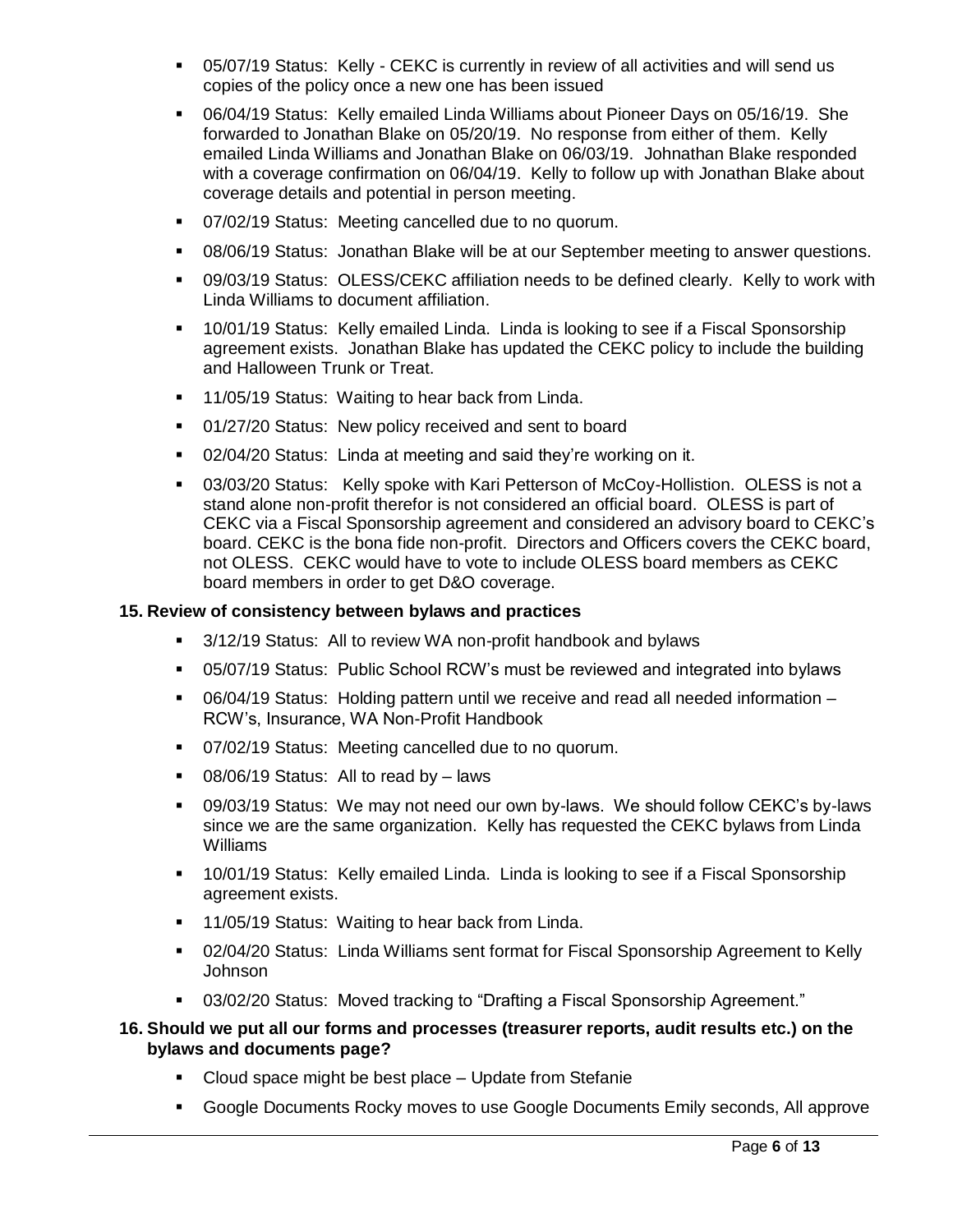- 05/07/19 Status: Kelly - CEKC is currently in review of all activities and will send us copies of the policy once a new one has been issued
- 06/04/19 Status: Kelly emailed Linda Williams about Pioneer Days on 05/16/19. She forwarded to Jonathan Blake on 05/20/19. No response from either of them. Kelly emailed Linda Williams and Jonathan Blake on 06/03/19. Johnathan Blake responded with a coverage confirmation on 06/04/19. Kelly to follow up with Jonathan Blake about coverage details and potential in person meeting.
- 07/02/19 Status: Meeting cancelled due to no quorum.
- 08/06/19 Status: Jonathan Blake will be at our September meeting to answer questions.
- 09/03/19 Status: OLESS/CEKC affiliation needs to be defined clearly. Kelly to work with Linda Williams to document affiliation.
- 10/01/19 Status: Kelly emailed Linda. Linda is looking to see if a Fiscal Sponsorship agreement exists. Jonathan Blake has updated the CEKC policy to include the building and Halloween Trunk or Treat.
- 11/05/19 Status: Waiting to hear back from Linda.
- 01/27/20 Status: New policy received and sent to board
- 02/04/20 Status: Linda at meeting and said they're working on it.
- 03/03/20 Status: Kelly spoke with Kari Petterson of McCoy-Hollistion. OLESS is not a stand alone non-profit therefor is not considered an official board. OLESS is part of CEKC via a Fiscal Sponsorship agreement and considered an advisory board to CEKC's board. CEKC is the bona fide non-profit. Directors and Officers covers the CEKC board, not OLESS. CEKC would have to vote to include OLESS board members as CEKC board members in order to get D&O coverage.

**15. Review of consistency between bylaws and practices**

- 3/12/19 Status: All to review WA non-profit handbook and bylaws
- 05/07/19 Status: Public School RCW's must be reviewed and integrated into bylaws
- 06/04/19 Status: Holding pattern until we receive and read all needed information – RCW's, Insurance, WA Non-Profit Handbook
- 07/02/19 Status: Meeting cancelled due to no quorum.
- 08/06/19 Status: All to read by – laws
- 09/03/19 Status: We may not need our own by-laws. We should follow CEKC's by-laws since we are the same organization. Kelly has requested the CEKC bylaws from Linda Williams
- 10/01/19 Status: Kelly emailed Linda. Linda is looking to see if a Fiscal Sponsorship agreement exists.
- 11/05/19 Status: Waiting to hear back from Linda.
- 02/04/20 Status: Linda Williams sent format for Fiscal Sponsorship Agreement to Kelly Johnson
- 03/02/20 Status: Moved tracking to "Drafting a Fiscal Sponsorship Agreement."

**16. Should we put all our forms and processes (treasurer reports, audit results etc.) on the bylaws and documents page?**

- Cloud space might be best place – Update from Stefanie
- Google Documents Rocky moves to use Google Documents Emily seconds, All approve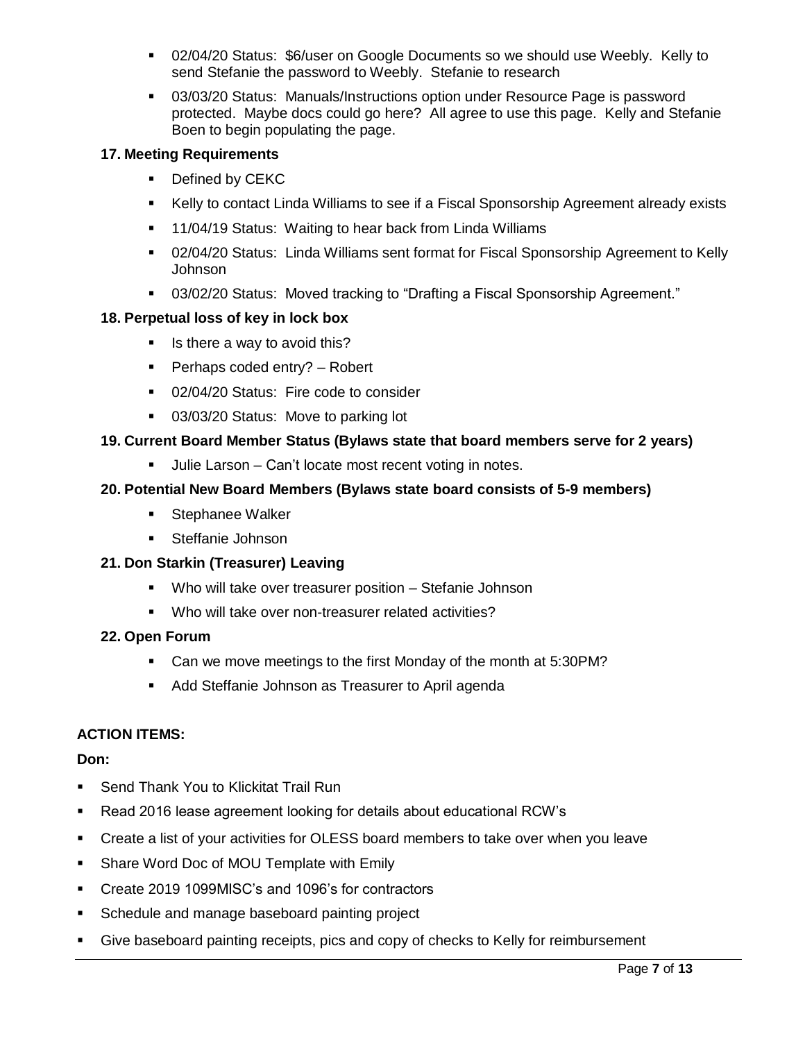- 02/04/20 Status: $6/user on Google Documents so we should use Weebly. Kelly to send Stefanie the password to Weebly. Stefanie to research
- 03/03/20 Status: Manuals/Instructions option under Resource Page is password protected. Maybe docs could go here? All agree to use this page. Kelly and Stefanie Boen to begin populating the page.

### 17. Meeting Requirements

- Defined by CEKC
- Kelly to contact Linda Williams to see if a Fiscal Sponsorship Agreement already exists
- 11/04/19 Status: Waiting to hear back from Linda Williams
- 02/04/20 Status: Linda Williams sent format for Fiscal Sponsorship Agreement to Kelly Johnson
- 03/02/20 Status: Moved tracking to "Drafting a Fiscal Sponsorship Agreement."

### 18. Perpetual loss of key in lock box

- Is there a way to avoid this?
- Perhaps coded entry? – Robert
- 02/04/20 Status: Fire code to consider
- 03/03/20 Status: Move to parking lot

### 19. Current Board Member Status (Bylaws state that board members serve for 2 years)

- Julie Larson – Can't locate most recent voting in notes.

### 20. Potential New Board Members (Bylaws state board consists of 5-9 members)

- Stephanee Walker
- Steffanie Johnson

### 21. Don Starkin (Treasurer) Leaving

- Who will take over treasurer position – Stefanie Johnson
- Who will take over non-treasurer related activities?

### 22. Open Forum

- Can we move meetings to the first Monday of the month at 5:30PM?
- Add Steffanie Johnson as Treasurer to April agenda

## ACTION ITEMS:

**Don:**

- Send Thank You to Klickitat Trail Run
- Read 2016 lease agreement looking for details about educational RCW's
- Create a list of your activities for OLESS board members to take over when you leave
- Share Word Doc of MOU Template with Emily
- Create 2019 1099MISC's and 1096's for contractors
- Schedule and manage baseboard painting project
- Give baseboard painting receipts, pics and copy of checks to Kelly for reimbursement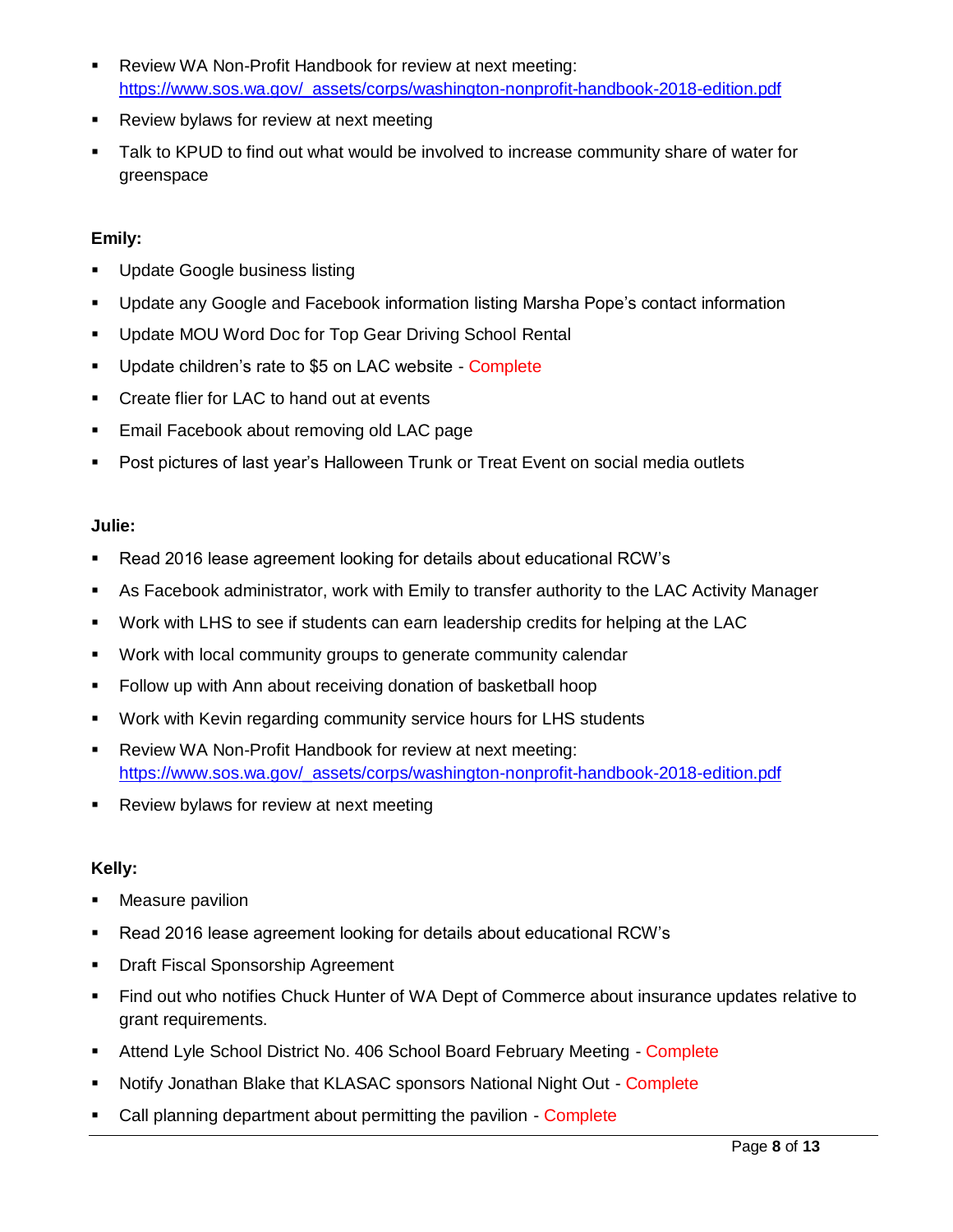- Review WA Non-Profit Handbook for review at next meeting: https://www.sos.wa.gov/_assets/corps/washington-nonprofit-handbook-2018-edition.pdf
- Review bylaws for review at next meeting
- Talk to KPUD to find out what would be involved to increase community share of water for greenspace

**Emily:**

- Update Google business listing
- Update any Google and Facebook information listing Marsha Pope's contact information
- Update MOU Word Doc for Top Gear Driving School Rental
- Update children's rate to $5 on LAC website - Complete
- Create flier for LAC to hand out at events
- Email Facebook about removing old LAC page
- Post pictures of last year's Halloween Trunk or Treat Event on social media outlets

**Julie:**

- Read 2016 lease agreement looking for details about educational RCW's
- As Facebook administrator, work with Emily to transfer authority to the LAC Activity Manager
- Work with LHS to see if students can earn leadership credits for helping at the LAC
- Work with local community groups to generate community calendar
- Follow up with Ann about receiving donation of basketball hoop
- Work with Kevin regarding community service hours for LHS students
- Review WA Non-Profit Handbook for review at next meeting: https://www.sos.wa.gov/_assets/corps/washington-nonprofit-handbook-2018-edition.pdf
- Review bylaws for review at next meeting

**Kelly:**

- Measure pavilion
- Read 2016 lease agreement looking for details about educational RCW's
- Draft Fiscal Sponsorship Agreement
- Find out who notifies Chuck Hunter of WA Dept of Commerce about insurance updates relative to grant requirements.
- Attend Lyle School District No. 406 School Board February Meeting - Complete
- Notify Jonathan Blake that KLASAC sponsors National Night Out - Complete
- Call planning department about permitting the pavilion - Complete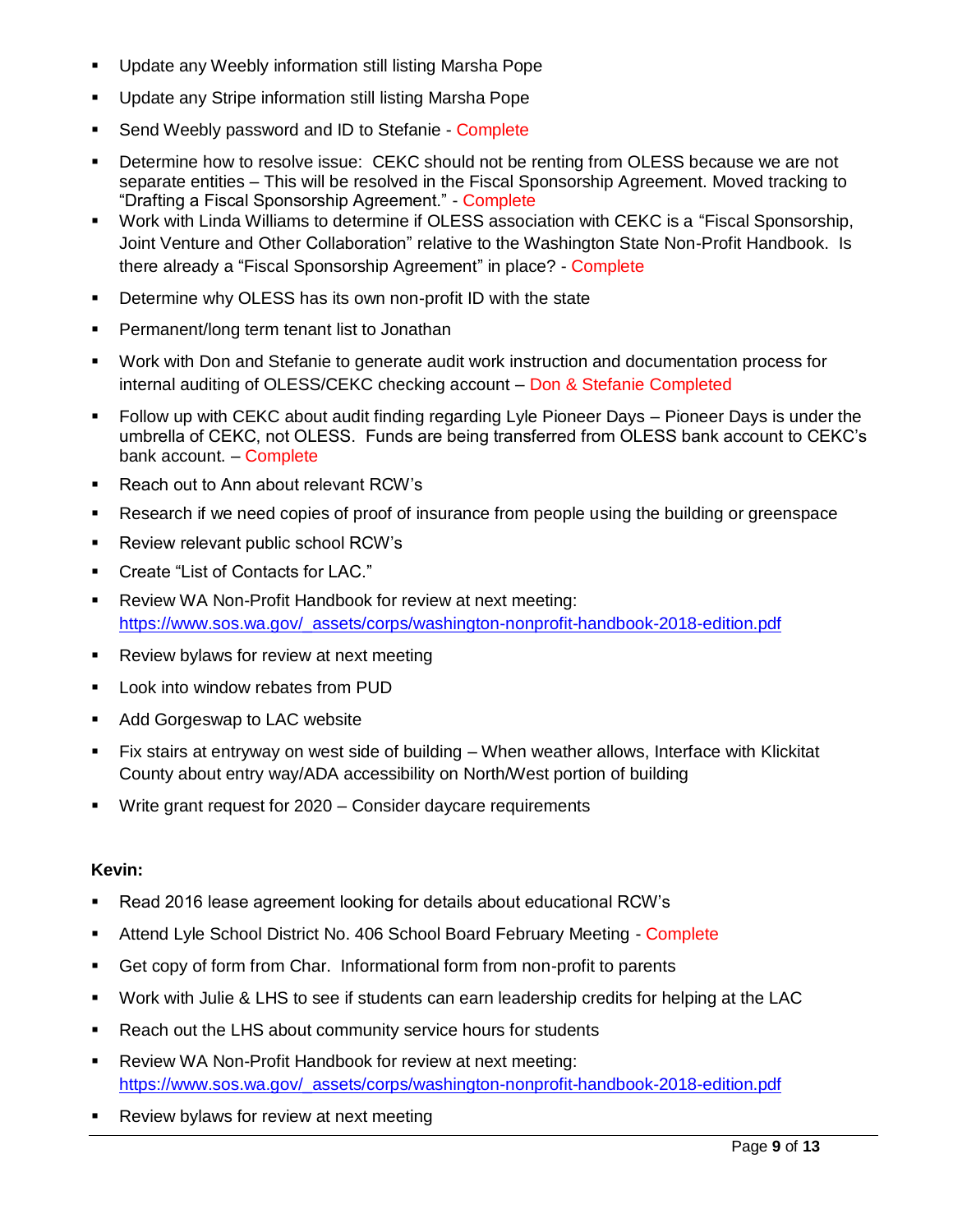- Update any Weebly information still listing Marsha Pope
- Update any Stripe information still listing Marsha Pope
- Send Weebly password and ID to Stefanie - Complete
- Determine how to resolve issue: CEKC should not be renting from OLESS because we are not separate entities – This will be resolved in the Fiscal Sponsorship Agreement. Moved tracking to "Drafting a Fiscal Sponsorship Agreement." - Complete
- Work with Linda Williams to determine if OLESS association with CEKC is a "Fiscal Sponsorship, Joint Venture and Other Collaboration" relative to the Washington State Non-Profit Handbook. Is there already a "Fiscal Sponsorship Agreement" in place? - Complete
- Determine why OLESS has its own non-profit ID with the state
- Permanent/long term tenant list to Jonathan
- Work with Don and Stefanie to generate audit work instruction and documentation process for internal auditing of OLESS/CEKC checking account – Don & Stefanie Completed
- Follow up with CEKC about audit finding regarding Lyle Pioneer Days – Pioneer Days is under the umbrella of CEKC, not OLESS. Funds are being transferred from OLESS bank account to CEKC's bank account. – Complete
- Reach out to Ann about relevant RCW's
- Research if we need copies of proof of insurance from people using the building or greenspace
- Review relevant public school RCW's
- Create "List of Contacts for LAC."
- Review WA Non-Profit Handbook for review at next meeting: https://www.sos.wa.gov/_assets/corps/washington-nonprofit-handbook-2018-edition.pdf
- Review bylaws for review at next meeting
- Look into window rebates from PUD
- Add Gorgeswap to LAC website
- Fix stairs at entryway on west side of building – When weather allows, Interface with Klickitat County about entry way/ADA accessibility on North/West portion of building
- Write grant request for 2020 – Consider daycare requirements

**Kevin:**

- Read 2016 lease agreement looking for details about educational RCW's
- Attend Lyle School District No. 406 School Board February Meeting - Complete
- Get copy of form from Char. Informational form from non-profit to parents
- Work with Julie & LHS to see if students can earn leadership credits for helping at the LAC
- Reach out the LHS about community service hours for students
- Review WA Non-Profit Handbook for review at next meeting: https://www.sos.wa.gov/_assets/corps/washington-nonprofit-handbook-2018-edition.pdf
- Review bylaws for review at next meeting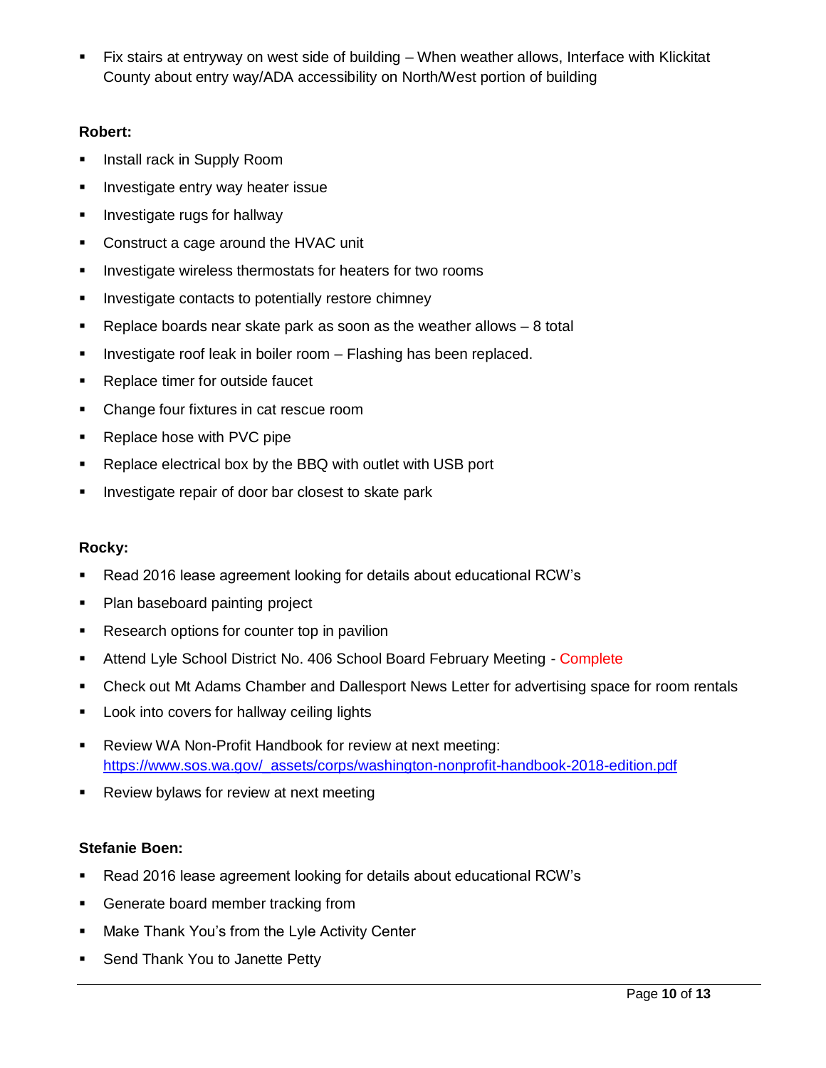- Fix stairs at entryway on west side of building – When weather allows, Interface with Klickitat County about entry way/ADA accessibility on North/West portion of building

**Robert:**

- Install rack in Supply Room
- Investigate entry way heater issue
- Investigate rugs for hallway
- Construct a cage around the HVAC unit
- Investigate wireless thermostats for heaters for two rooms
- Investigate contacts to potentially restore chimney
- Replace boards near skate park as soon as the weather allows – 8 total
- Investigate roof leak in boiler room – Flashing has been replaced.
- Replace timer for outside faucet
- Change four fixtures in cat rescue room
- Replace hose with PVC pipe
- Replace electrical box by the BBQ with outlet with USB port
- Investigate repair of door bar closest to skate park

**Rocky:**

- Read 2016 lease agreement looking for details about educational RCW's
- Plan baseboard painting project
- Research options for counter top in pavilion
- Attend Lyle School District No. 406 School Board February Meeting - Complete
- Check out Mt Adams Chamber and Dallesport News Letter for advertising space for room rentals
- Look into covers for hallway ceiling lights
- Review WA Non-Profit Handbook for review at next meeting: https://www.sos.wa.gov/_assets/corps/washington-nonprofit-handbook-2018-edition.pdf
- Review bylaws for review at next meeting

**Stefanie Boen:**

- Read 2016 lease agreement looking for details about educational RCW's
- Generate board member tracking from
- Make Thank You's from the Lyle Activity Center
- Send Thank You to Janette Petty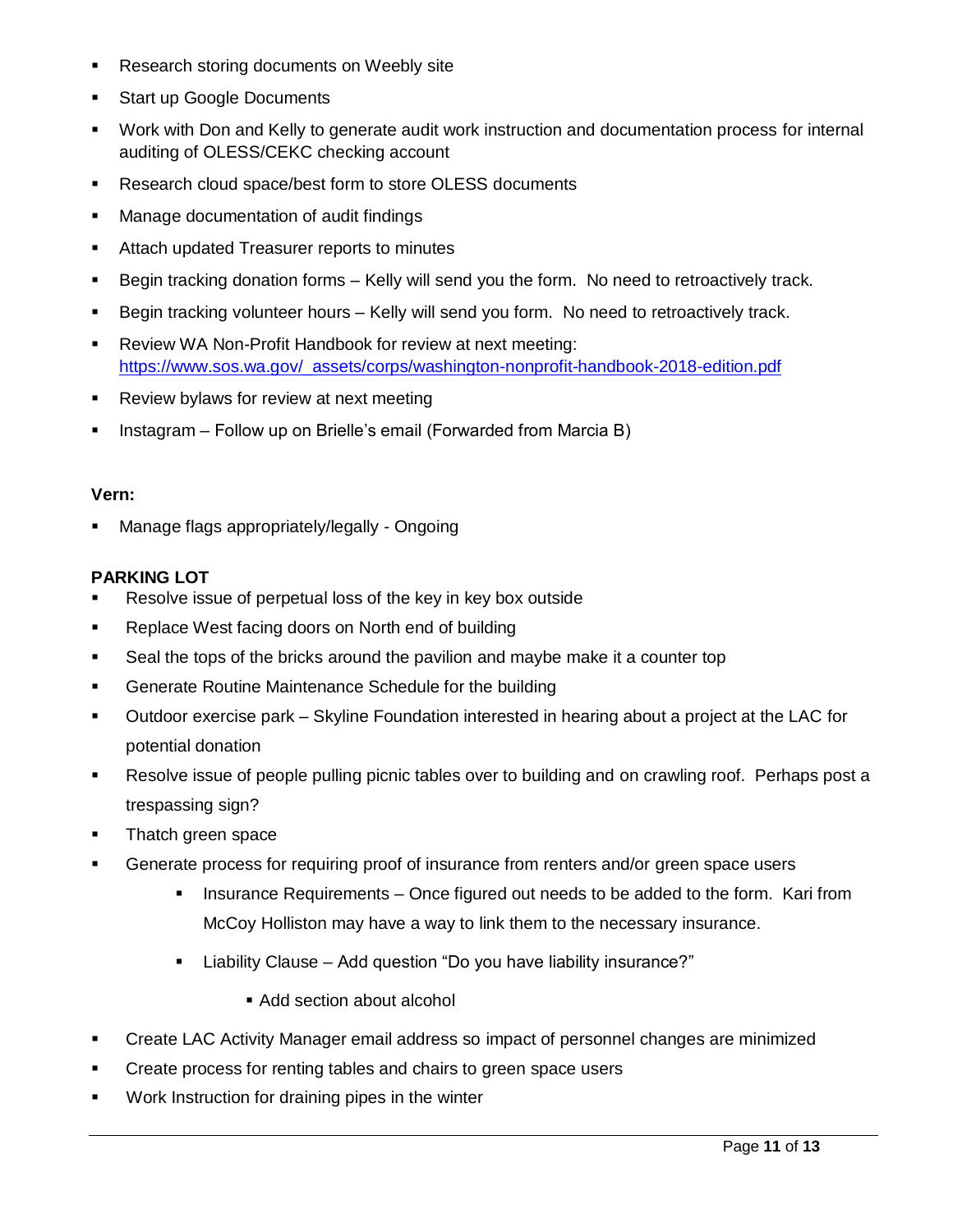- Research storing documents on Weebly site
- Start up Google Documents
- Work with Don and Kelly to generate audit work instruction and documentation process for internal auditing of OLESS/CEKC checking account
- Research cloud space/best form to store OLESS documents
- Manage documentation of audit findings
- Attach updated Treasurer reports to minutes
- Begin tracking donation forms – Kelly will send you the form. No need to retroactively track.
- Begin tracking volunteer hours – Kelly will send you form. No need to retroactively track.
- Review WA Non-Profit Handbook for review at next meeting: https://www.sos.wa.gov/_assets/corps/washington-nonprofit-handbook-2018-edition.pdf
- Review bylaws for review at next meeting
- Instagram – Follow up on Brielle's email (Forwarded from Marcia B)

**Vern:**

- Manage flags appropriately/legally - Ongoing

**PARKING LOT**

- Resolve issue of perpetual loss of the key in key box outside
- Replace West facing doors on North end of building
- Seal the tops of the bricks around the pavilion and maybe make it a counter top
- Generate Routine Maintenance Schedule for the building
- Outdoor exercise park – Skyline Foundation interested in hearing about a project at the LAC for potential donation
- Resolve issue of people pulling picnic tables over to building and on crawling roof. Perhaps post a trespassing sign?
- Thatch green space
- Generate process for requiring proof of insurance from renters and/or green space users
    - Insurance Requirements – Once figured out needs to be added to the form. Kari from McCoy Holliston may have a way to link them to the necessary insurance.
    - Liability Clause – Add question "Do you have liability insurance?"
        - Add section about alcohol
- Create LAC Activity Manager email address so impact of personnel changes are minimized
- Create process for renting tables and chairs to green space users
- Work Instruction for draining pipes in the winter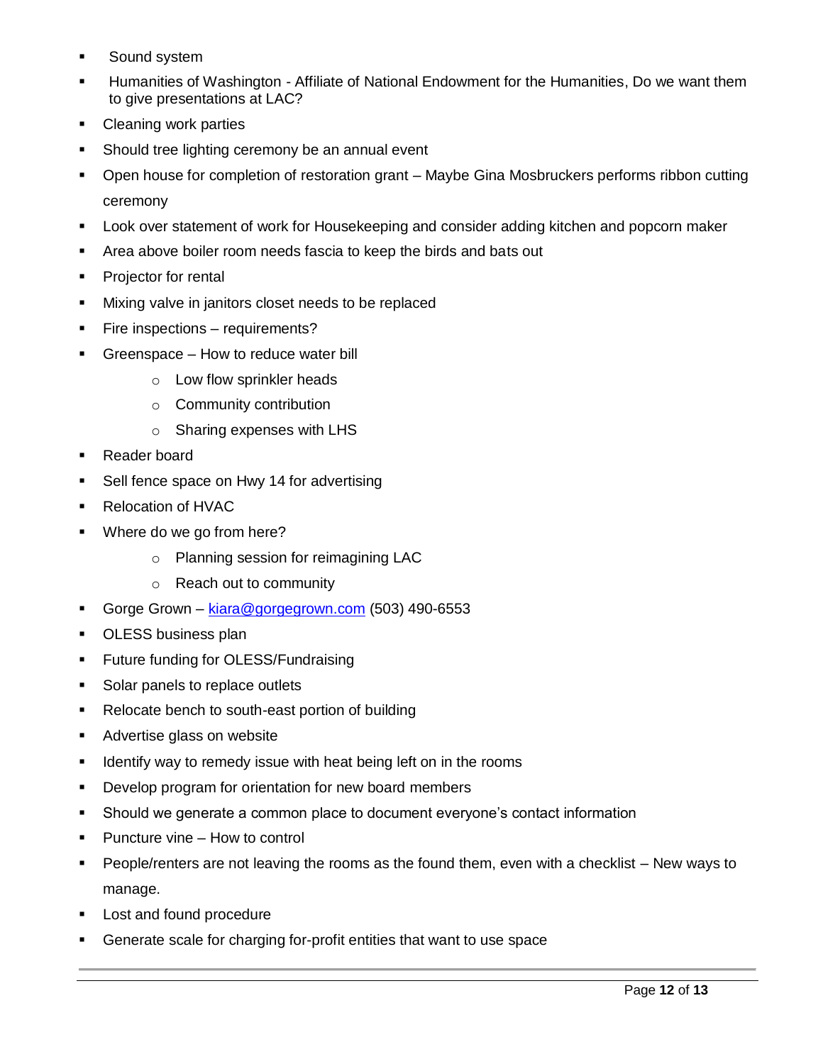- Sound system
- Humanities of Washington - Affiliate of National Endowment for the Humanities, Do we want them to give presentations at LAC?
- Cleaning work parties
- Should tree lighting ceremony be an annual event
- Open house for completion of restoration grant – Maybe Gina Mosbruckers performs ribbon cutting ceremony
- Look over statement of work for Housekeeping and consider adding kitchen and popcorn maker
- Area above boiler room needs fascia to keep the birds and bats out
- Projector for rental
- Mixing valve in janitors closet needs to be replaced
- Fire inspections – requirements?
- Greenspace – How to reduce water bill
  - Low flow sprinkler heads
  - Community contribution
  - Sharing expenses with LHS
- Reader board
- Sell fence space on Hwy 14 for advertising
- Relocation of HVAC
- Where do we go from here?
  - Planning session for reimagining LAC
  - Reach out to community
- Gorge Grown – kiara@gorgegrown.com (503) 490-6553
- OLESS business plan
- Future funding for OLESS/Fundraising
- Solar panels to replace outlets
- Relocate bench to south-east portion of building
- Advertise glass on website
- Identify way to remedy issue with heat being left on in the rooms
- Develop program for orientation for new board members
- Should we generate a common place to document everyone's contact information
- Puncture vine – How to control
- People/renters are not leaving the rooms as the found them, even with a checklist – New ways to manage.
- Lost and found procedure
- Generate scale for charging for-profit entities that want to use space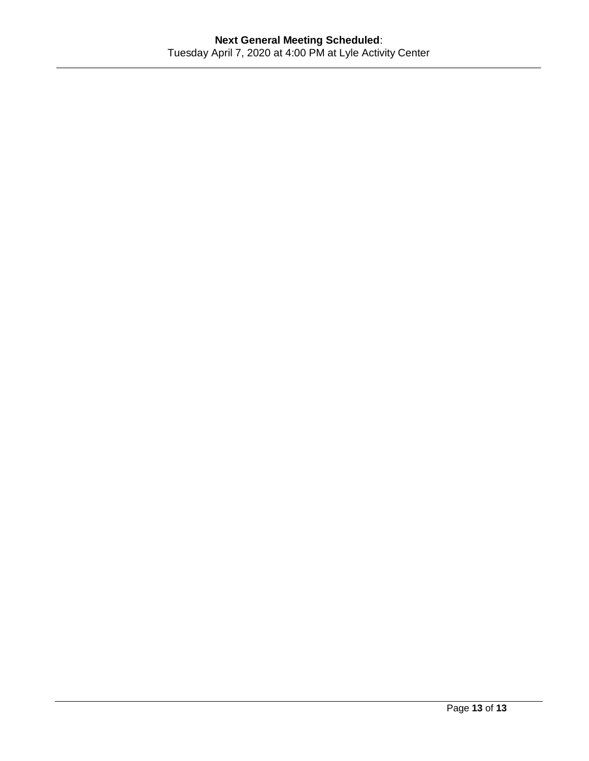**Next General Meeting Scheduled**:
Tuesday April 7, 2020 at 4:00 PM at Lyle Activity Center